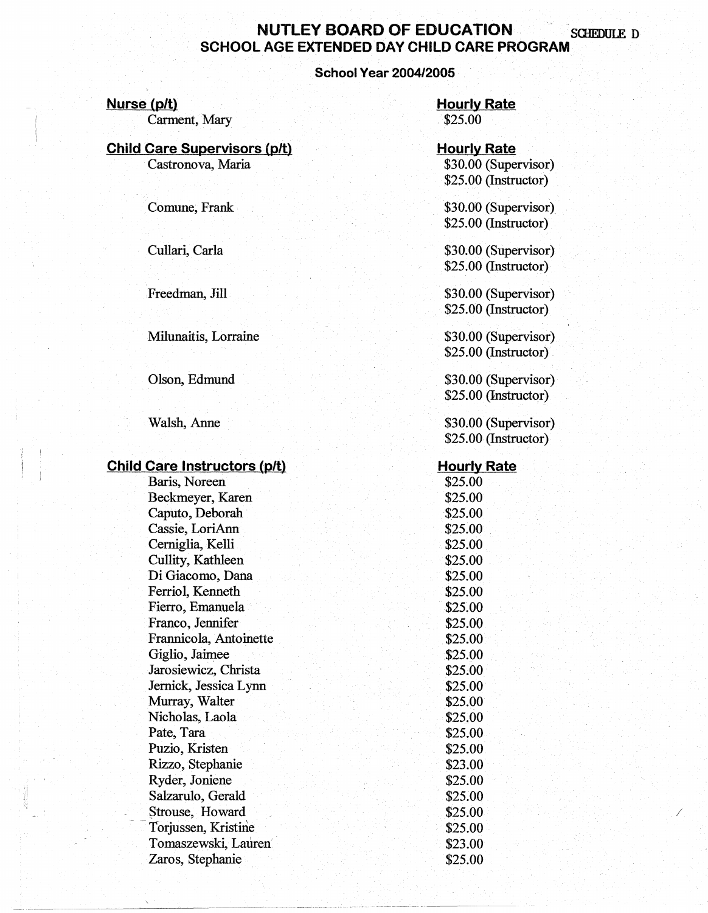# NUTLEY BOARD OF EDUCATION

SCHEDULE D

## SCHOOL AGE EXTENDED DAY CHILD CARE PROGRAM

**School Year 2004/2005**

| Nurse (p/t) | Hourly Rate |
|---|---|
| Carment, Mary | $25.00 |

| Child Care Supervisors (p/t) | Hourly Rate |
|---|---|
| Castronova, Maria | $30.00 (Supervisor)<br>$25.00 (Instructor) |
| Comune, Frank | $30.00 (Supervisor)<br>$25.00 (Instructor) |
| Cullari, Carla | $30.00 (Supervisor)<br>$25.00 (Instructor) |
| Freedman, Jill | $30.00 (Supervisor)<br>$25.00 (Instructor) |
| Milunaitis, Lorraine | $30.00 (Supervisor)<br>$25.00 (Instructor) |
| Olson, Edmund | $30.00 (Supervisor)<br>$25.00 (Instructor) |
| Walsh, Anne | $30.00 (Supervisor)<br>$25.00 (Instructor) |

| Child Care Instructors (p/t) | Hourly Rate |
|---|---|
| Baris, Noreen | $25.00 |
| Beckmeyer, Karen | $25.00 |
| Caputo, Deborah | $25.00 |
| Cassie, LoriAnn | $25.00 |
| Cerniglia, Kelli | $25.00 |
| Cullity, Kathleen | $25.00 |
| Di Giacomo, Dana | $25.00 |
| Ferriol, Kenneth | $25.00 |
| Fierro, Emanuela | $25.00 |
| Franco, Jennifer | $25.00 |
| Frannicola, Antoinette | $25.00 |
| Giglio, Jaimee | $25.00 |
| Jarosiewicz, Christa | $25.00 |
| Jernick, Jessica Lynn | $25.00 |
| Murray, Walter | $25.00 |
| Nicholas, Laola | $25.00 |
| Pate, Tara | $25.00 |
| Puzio, Kristen | $25.00 |
| Rizzo, Stephanie | $23.00 |
| Ryder, Joniene | $25.00 |
| Salzarulo, Gerald | $25.00 |
| Strouse, Howard | $25.00 |
| Torjussen, Kristine | $25.00 |
| Tomaszewski, Lauren | $23.00 |
| Zaros, Stephanie | $25.00 |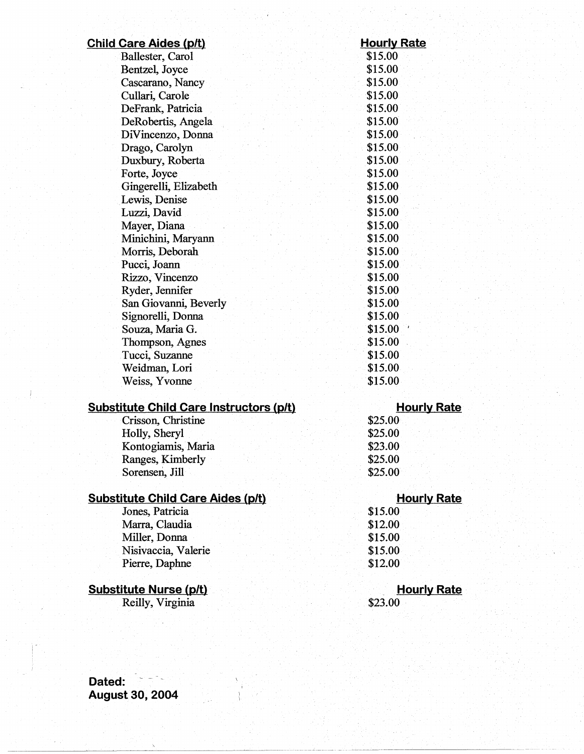| Child Care Aides (p/t) | Hourly Rate |
|---|---|
| Ballester, Carol | $15.00 |
| Bentzel, Joyce | $15.00 |
| Cascarano, Nancy | $15.00 |
| Cullari, Carole | $15.00 |
| DeFrank, Patricia | $15.00 |
| DeRobertis, Angela | $15.00 |
| DiVincenzo, Donna | $15.00 |
| Drago, Carolyn | $15.00 |
| Duxbury, Roberta | $15.00 |
| Forte, Joyce | $15.00 |
| Gingerelli, Elizabeth | $15.00 |
| Lewis, Denise | $15.00 |
| Luzzi, David | $15.00 |
| Mayer, Diana | $15.00 |
| Minichini, Maryann | $15.00 |
| Morris, Deborah | $15.00 |
| Pucci, Joann | $15.00 |
| Rizzo, Vincenzo | $15.00 |
| Ryder, Jennifer | $15.00 |
| San Giovanni, Beverly | $15.00 |
| Signorelli, Donna | $15.00 |
| Souza, Maria G. | $15.00 |
| Thompson, Agnes | $15.00 |
| Tucci, Suzanne | $15.00 |
| Weidman, Lori | $15.00 |
| Weiss, Yvonne | $15.00 |

| Substitute Child Care Instructors (p/t) | Hourly Rate |
|---|---|
| Crisson, Christine | $25.00 |
| Holly, Sheryl | $25.00 |
| Kontogiamis, Maria | $23.00 |
| Ranges, Kimberly | $25.00 |
| Sorensen, Jill | $25.00 |

| Substitute Child Care Aides (p/t) | Hourly Rate |
|---|---|
| Jones, Patricia | $15.00 |
| Marra, Claudia | $12.00 |
| Miller, Donna | $15.00 |
| Nisivaccia, Valerie | $15.00 |
| Pierre, Daphne | $12.00 |

| Substitute Nurse (p/t) | Hourly Rate |
|---|---|
| Reilly, Virginia | $23.00 |

**Dated:**
**August 30, 2004**